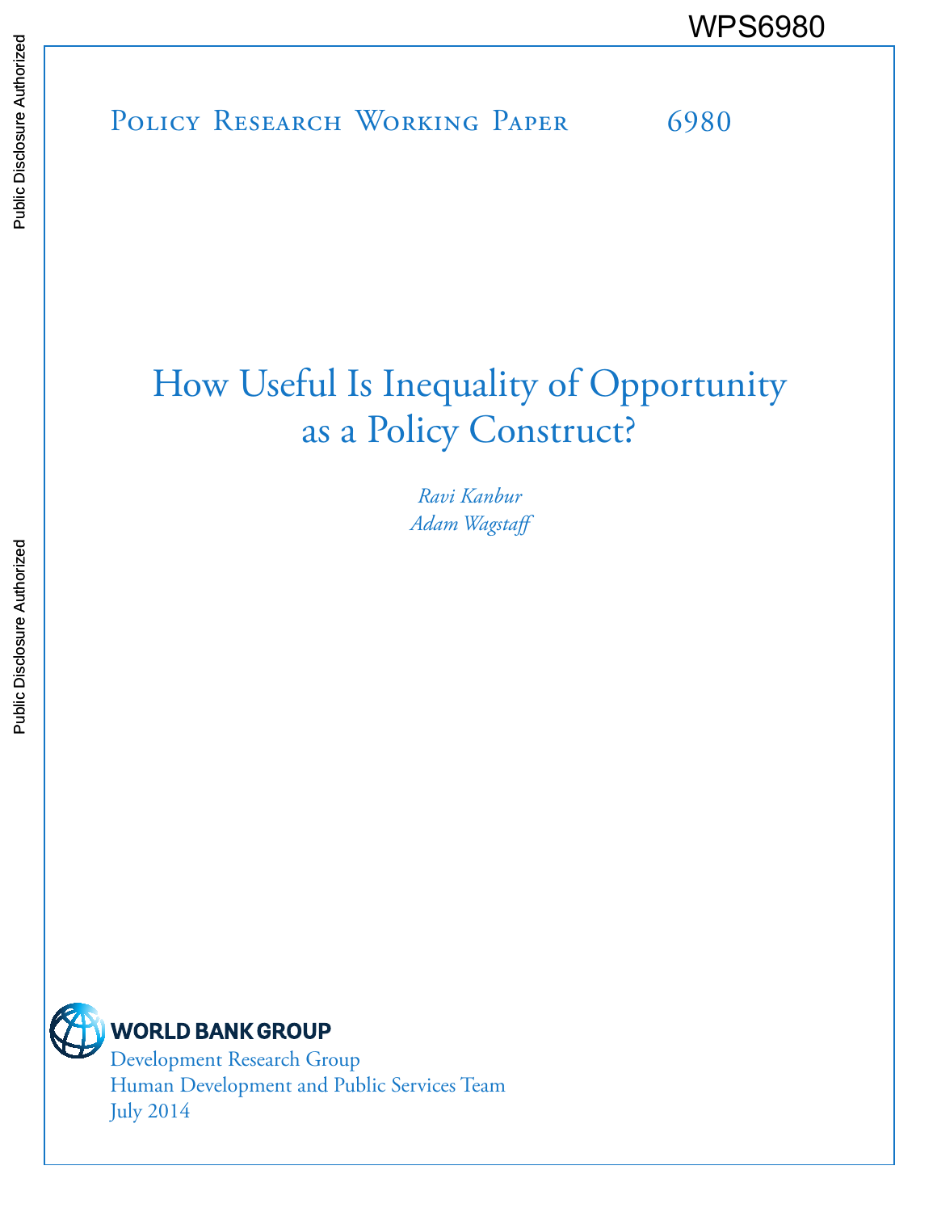WPS6980

Policy Research Working Paper 6980

# How Useful Is Inequality of Opportunity as a Policy Construct?

*Ravi Kanbur*
*Adam Wagstaff*

WORLD BANK GROUP
Development Research Group
Human Development and Public Services Team
July 2014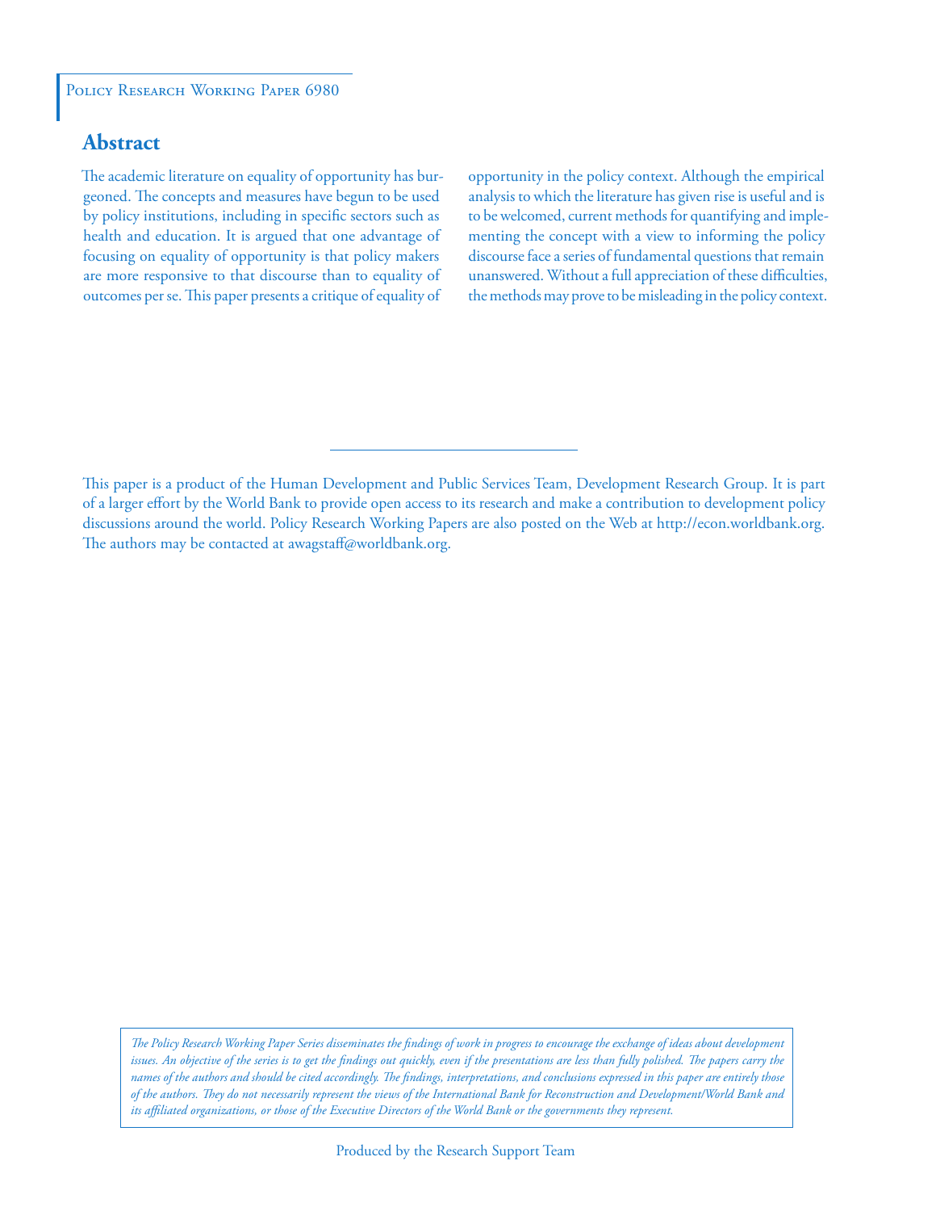Policy Research Working Paper 6980

## Abstract

The academic literature on equality of opportunity has burgeoned. The concepts and measures have begun to be used by policy institutions, including in specific sectors such as health and education. It is argued that one advantage of focusing on equality of opportunity is that policy makers are more responsive to that discourse than to equality of outcomes per se. This paper presents a critique of equality of opportunity in the policy context. Although the empirical analysis to which the literature has given rise is useful and is to be welcomed, current methods for quantifying and implementing the concept with a view to informing the policy discourse face a series of fundamental questions that remain unanswered. Without a full appreciation of these difficulties, the methods may prove to be misleading in the policy context.

---

This paper is a product of the Human Development and Public Services Team, Development Research Group. It is part of a larger effort by the World Bank to provide open access to its research and make a contribution to development policy discussions around the world. Policy Research Working Papers are also posted on the Web at http://econ.worldbank.org. The authors may be contacted at awagstaff@worldbank.org.

*The Policy Research Working Paper Series disseminates the findings of work in progress to encourage the exchange of ideas about development issues. An objective of the series is to get the findings out quickly, even if the presentations are less than fully polished. The papers carry the names of the authors and should be cited accordingly. The findings, interpretations, and conclusions expressed in this paper are entirely those of the authors. They do not necessarily represent the views of the International Bank for Reconstruction and Development/World Bank and its affiliated organizations, or those of the Executive Directors of the World Bank or the governments they represent.*

Produced by the Research Support Team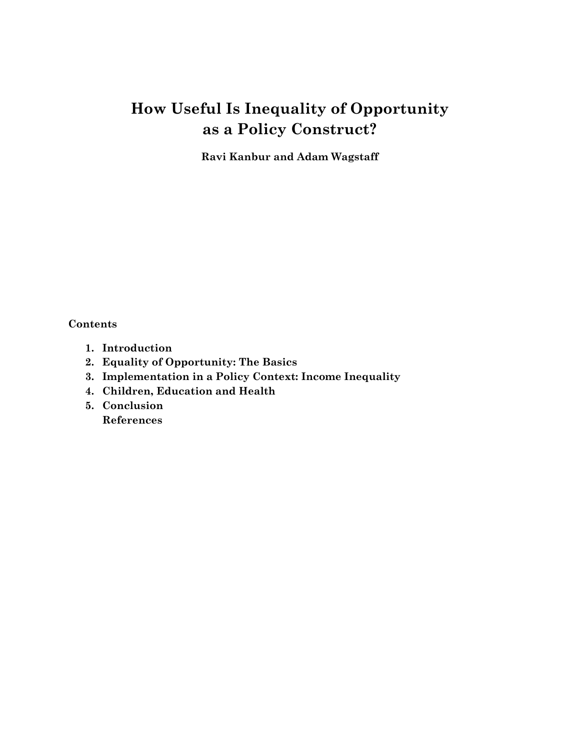# How Useful Is Inequality of Opportunity as a Policy Construct?

**Ravi Kanbur and Adam Wagstaff**

**Contents**

1. **Introduction**
2. **Equality of Opportunity: The Basics**
3. **Implementation in a Policy Context: Income Inequality**
4. **Children, Education and Health**
5. **Conclusion**

   **References**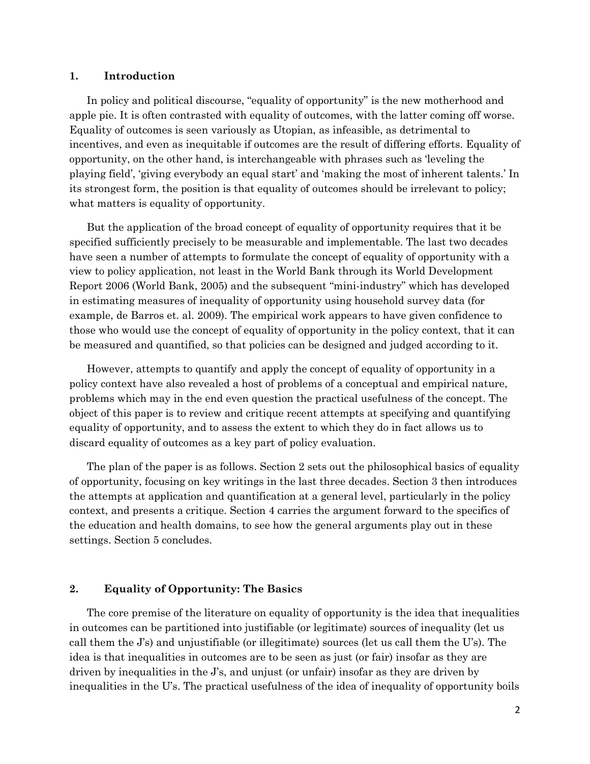## 1. Introduction

In policy and political discourse, "equality of opportunity" is the new motherhood and apple pie. It is often contrasted with equality of outcomes, with the latter coming off worse. Equality of outcomes is seen variously as Utopian, as infeasible, as detrimental to incentives, and even as inequitable if outcomes are the result of differing efforts. Equality of opportunity, on the other hand, is interchangeable with phrases such as 'leveling the playing field', 'giving everybody an equal start' and 'making the most of inherent talents.' In its strongest form, the position is that equality of outcomes should be irrelevant to policy; what matters is equality of opportunity.

But the application of the broad concept of equality of opportunity requires that it be specified sufficiently precisely to be measurable and implementable. The last two decades have seen a number of attempts to formulate the concept of equality of opportunity with a view to policy application, not least in the World Bank through its World Development Report 2006 (World Bank, 2005) and the subsequent "mini-industry" which has developed in estimating measures of inequality of opportunity using household survey data (for example, de Barros et. al. 2009). The empirical work appears to have given confidence to those who would use the concept of equality of opportunity in the policy context, that it can be measured and quantified, so that policies can be designed and judged according to it.

However, attempts to quantify and apply the concept of equality of opportunity in a policy context have also revealed a host of problems of a conceptual and empirical nature, problems which may in the end even question the practical usefulness of the concept. The object of this paper is to review and critique recent attempts at specifying and quantifying equality of opportunity, and to assess the extent to which they do in fact allows us to discard equality of outcomes as a key part of policy evaluation.

The plan of the paper is as follows. Section 2 sets out the philosophical basics of equality of opportunity, focusing on key writings in the last three decades. Section 3 then introduces the attempts at application and quantification at a general level, particularly in the policy context, and presents a critique. Section 4 carries the argument forward to the specifics of the education and health domains, to see how the general arguments play out in these settings. Section 5 concludes.

## 2. Equality of Opportunity: The Basics

The core premise of the literature on equality of opportunity is the idea that inequalities in outcomes can be partitioned into justifiable (or legitimate) sources of inequality (let us call them the J's) and unjustifiable (or illegitimate) sources (let us call them the U's). The idea is that inequalities in outcomes are to be seen as just (or fair) insofar as they are driven by inequalities in the J's, and unjust (or unfair) insofar as they are driven by inequalities in the U's. The practical usefulness of the idea of inequality of opportunity boils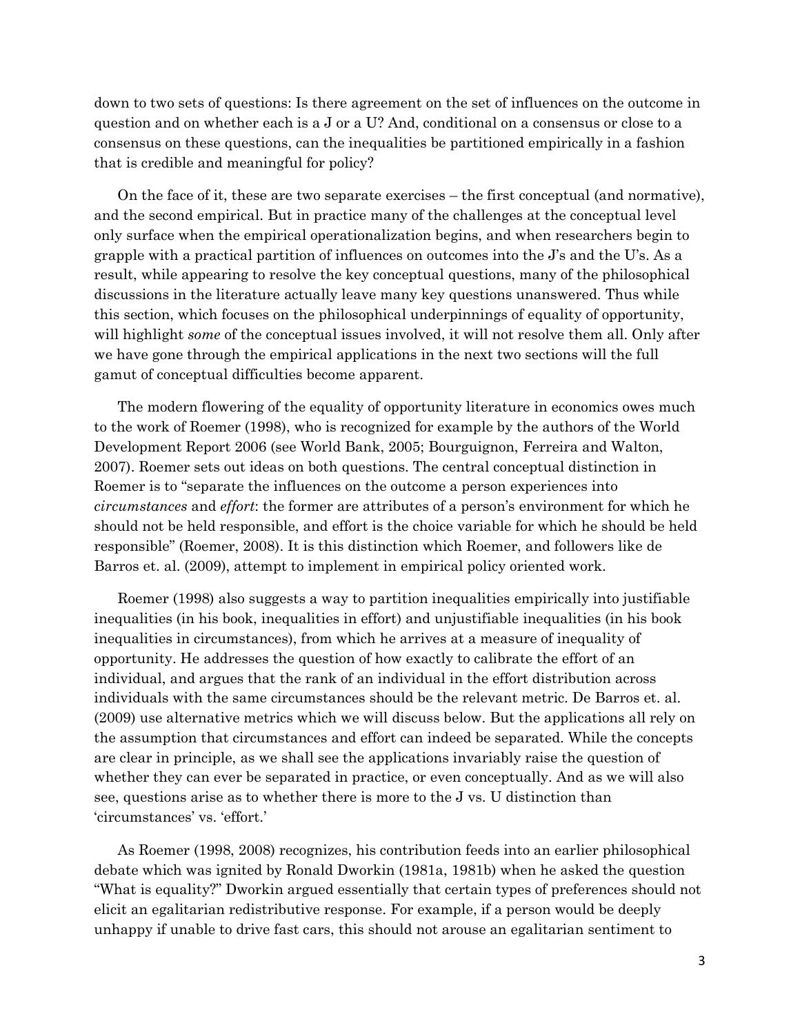down to two sets of questions: Is there agreement on the set of influences on the outcome in question and on whether each is a J or a U? And, conditional on a consensus or close to a consensus on these questions, can the inequalities be partitioned empirically in a fashion that is credible and meaningful for policy?

On the face of it, these are two separate exercises – the first conceptual (and normative), and the second empirical. But in practice many of the challenges at the conceptual level only surface when the empirical operationalization begins, and when researchers begin to grapple with a practical partition of influences on outcomes into the J's and the U's. As a result, while appearing to resolve the key conceptual questions, many of the philosophical discussions in the literature actually leave many key questions unanswered. Thus while this section, which focuses on the philosophical underpinnings of equality of opportunity, will highlight *some* of the conceptual issues involved, it will not resolve them all. Only after we have gone through the empirical applications in the next two sections will the full gamut of conceptual difficulties become apparent.

The modern flowering of the equality of opportunity literature in economics owes much to the work of Roemer (1998), who is recognized for example by the authors of the World Development Report 2006 (see World Bank, 2005; Bourguignon, Ferreira and Walton, 2007). Roemer sets out ideas on both questions. The central conceptual distinction in Roemer is to "separate the influences on the outcome a person experiences into *circumstances* and *effort*: the former are attributes of a person's environment for which he should not be held responsible, and effort is the choice variable for which he should be held responsible" (Roemer, 2008). It is this distinction which Roemer, and followers like de Barros et. al. (2009), attempt to implement in empirical policy oriented work.

Roemer (1998) also suggests a way to partition inequalities empirically into justifiable inequalities (in his book, inequalities in effort) and unjustifiable inequalities (in his book inequalities in circumstances), from which he arrives at a measure of inequality of opportunity. He addresses the question of how exactly to calibrate the effort of an individual, and argues that the rank of an individual in the effort distribution across individuals with the same circumstances should be the relevant metric. De Barros et. al. (2009) use alternative metrics which we will discuss below. But the applications all rely on the assumption that circumstances and effort can indeed be separated. While the concepts are clear in principle, as we shall see the applications invariably raise the question of whether they can ever be separated in practice, or even conceptually. And as we will also see, questions arise as to whether there is more to the J vs. U distinction than 'circumstances' vs. 'effort.'

As Roemer (1998, 2008) recognizes, his contribution feeds into an earlier philosophical debate which was ignited by Ronald Dworkin (1981a, 1981b) when he asked the question "What is equality?" Dworkin argued essentially that certain types of preferences should not elicit an egalitarian redistributive response. For example, if a person would be deeply unhappy if unable to drive fast cars, this should not arouse an egalitarian sentiment to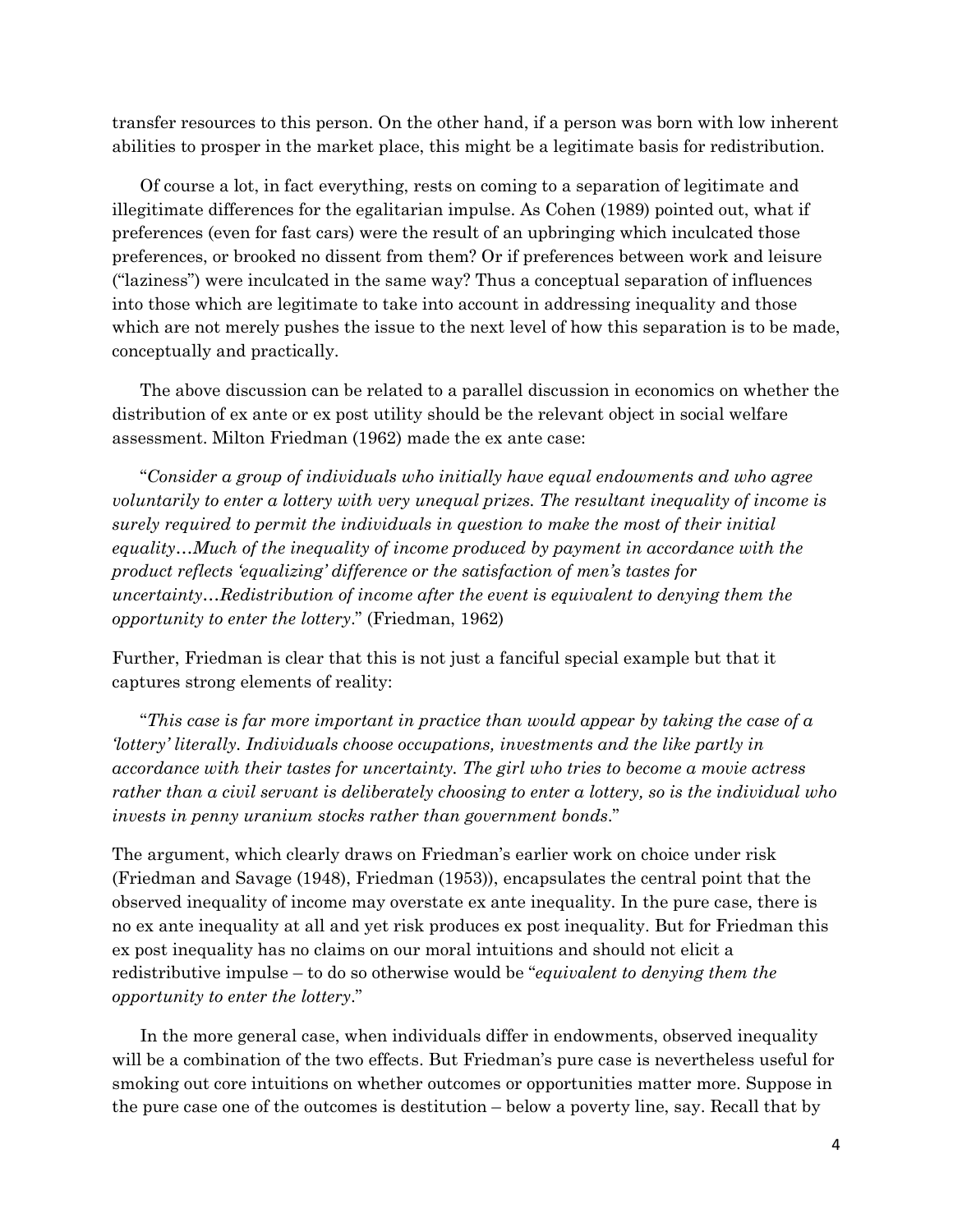transfer resources to this person. On the other hand, if a person was born with low inherent abilities to prosper in the market place, this might be a legitimate basis for redistribution.

Of course a lot, in fact everything, rests on coming to a separation of legitimate and illegitimate differences for the egalitarian impulse. As Cohen (1989) pointed out, what if preferences (even for fast cars) were the result of an upbringing which inculcated those preferences, or brooked no dissent from them? Or if preferences between work and leisure ("laziness") were inculcated in the same way? Thus a conceptual separation of influences into those which are legitimate to take into account in addressing inequality and those which are not merely pushes the issue to the next level of how this separation is to be made, conceptually and practically.

The above discussion can be related to a parallel discussion in economics on whether the distribution of ex ante or ex post utility should be the relevant object in social welfare assessment. Milton Friedman (1962) made the ex ante case:

"*Consider a group of individuals who initially have equal endowments and who agree voluntarily to enter a lottery with very unequal prizes. The resultant inequality of income is surely required to permit the individuals in question to make the most of their initial equality…Much of the inequality of income produced by payment in accordance with the product reflects 'equalizing' difference or the satisfaction of men's tastes for uncertainty…Redistribution of income after the event is equivalent to denying them the opportunity to enter the lottery*." (Friedman, 1962)

Further, Friedman is clear that this is not just a fanciful special example but that it captures strong elements of reality:

"*This case is far more important in practice than would appear by taking the case of a 'lottery' literally. Individuals choose occupations, investments and the like partly in accordance with their tastes for uncertainty. The girl who tries to become a movie actress rather than a civil servant is deliberately choosing to enter a lottery, so is the individual who invests in penny uranium stocks rather than government bonds*."

The argument, which clearly draws on Friedman's earlier work on choice under risk (Friedman and Savage (1948), Friedman (1953)), encapsulates the central point that the observed inequality of income may overstate ex ante inequality. In the pure case, there is no ex ante inequality at all and yet risk produces ex post inequality. But for Friedman this ex post inequality has no claims on our moral intuitions and should not elicit a redistributive impulse – to do so otherwise would be "*equivalent to denying them the opportunity to enter the lottery*."

In the more general case, when individuals differ in endowments, observed inequality will be a combination of the two effects. But Friedman's pure case is nevertheless useful for smoking out core intuitions on whether outcomes or opportunities matter more. Suppose in the pure case one of the outcomes is destitution – below a poverty line, say. Recall that by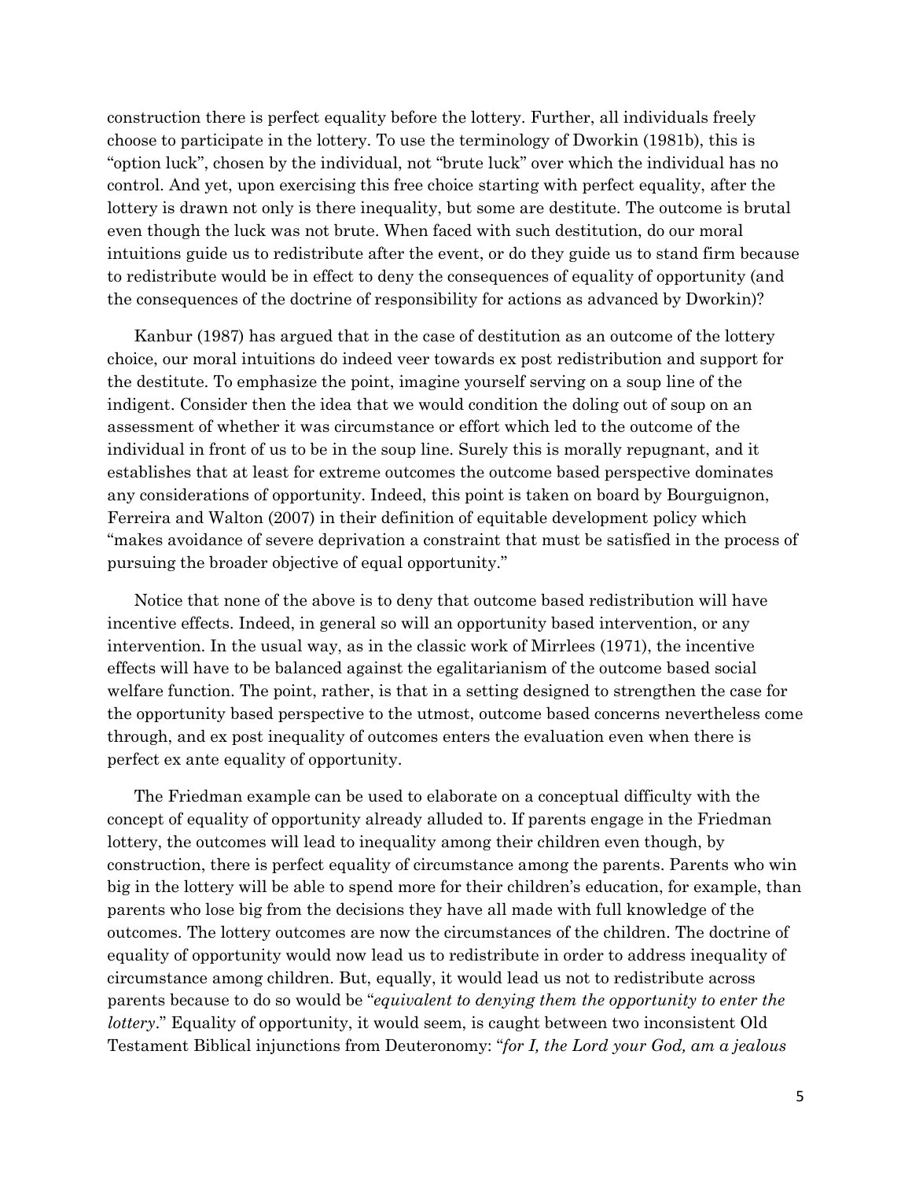construction there is perfect equality before the lottery. Further, all individuals freely choose to participate in the lottery. To use the terminology of Dworkin (1981b), this is "option luck", chosen by the individual, not "brute luck" over which the individual has no control. And yet, upon exercising this free choice starting with perfect equality, after the lottery is drawn not only is there inequality, but some are destitute. The outcome is brutal even though the luck was not brute. When faced with such destitution, do our moral intuitions guide us to redistribute after the event, or do they guide us to stand firm because to redistribute would be in effect to deny the consequences of equality of opportunity (and the consequences of the doctrine of responsibility for actions as advanced by Dworkin)?

Kanbur (1987) has argued that in the case of destitution as an outcome of the lottery choice, our moral intuitions do indeed veer towards ex post redistribution and support for the destitute. To emphasize the point, imagine yourself serving on a soup line of the indigent. Consider then the idea that we would condition the doling out of soup on an assessment of whether it was circumstance or effort which led to the outcome of the individual in front of us to be in the soup line. Surely this is morally repugnant, and it establishes that at least for extreme outcomes the outcome based perspective dominates any considerations of opportunity. Indeed, this point is taken on board by Bourguignon, Ferreira and Walton (2007) in their definition of equitable development policy which "makes avoidance of severe deprivation a constraint that must be satisfied in the process of pursuing the broader objective of equal opportunity."

Notice that none of the above is to deny that outcome based redistribution will have incentive effects. Indeed, in general so will an opportunity based intervention, or any intervention. In the usual way, as in the classic work of Mirrlees (1971), the incentive effects will have to be balanced against the egalitarianism of the outcome based social welfare function. The point, rather, is that in a setting designed to strengthen the case for the opportunity based perspective to the utmost, outcome based concerns nevertheless come through, and ex post inequality of outcomes enters the evaluation even when there is perfect ex ante equality of opportunity.

The Friedman example can be used to elaborate on a conceptual difficulty with the concept of equality of opportunity already alluded to. If parents engage in the Friedman lottery, the outcomes will lead to inequality among their children even though, by construction, there is perfect equality of circumstance among the parents. Parents who win big in the lottery will be able to spend more for their children's education, for example, than parents who lose big from the decisions they have all made with full knowledge of the outcomes. The lottery outcomes are now the circumstances of the children. The doctrine of equality of opportunity would now lead us to redistribute in order to address inequality of circumstance among children. But, equally, it would lead us not to redistribute across parents because to do so would be "*equivalent to denying them the opportunity to enter the lottery*." Equality of opportunity, it would seem, is caught between two inconsistent Old Testament Biblical injunctions from Deuteronomy: "*for I, the Lord your God, am a jealous*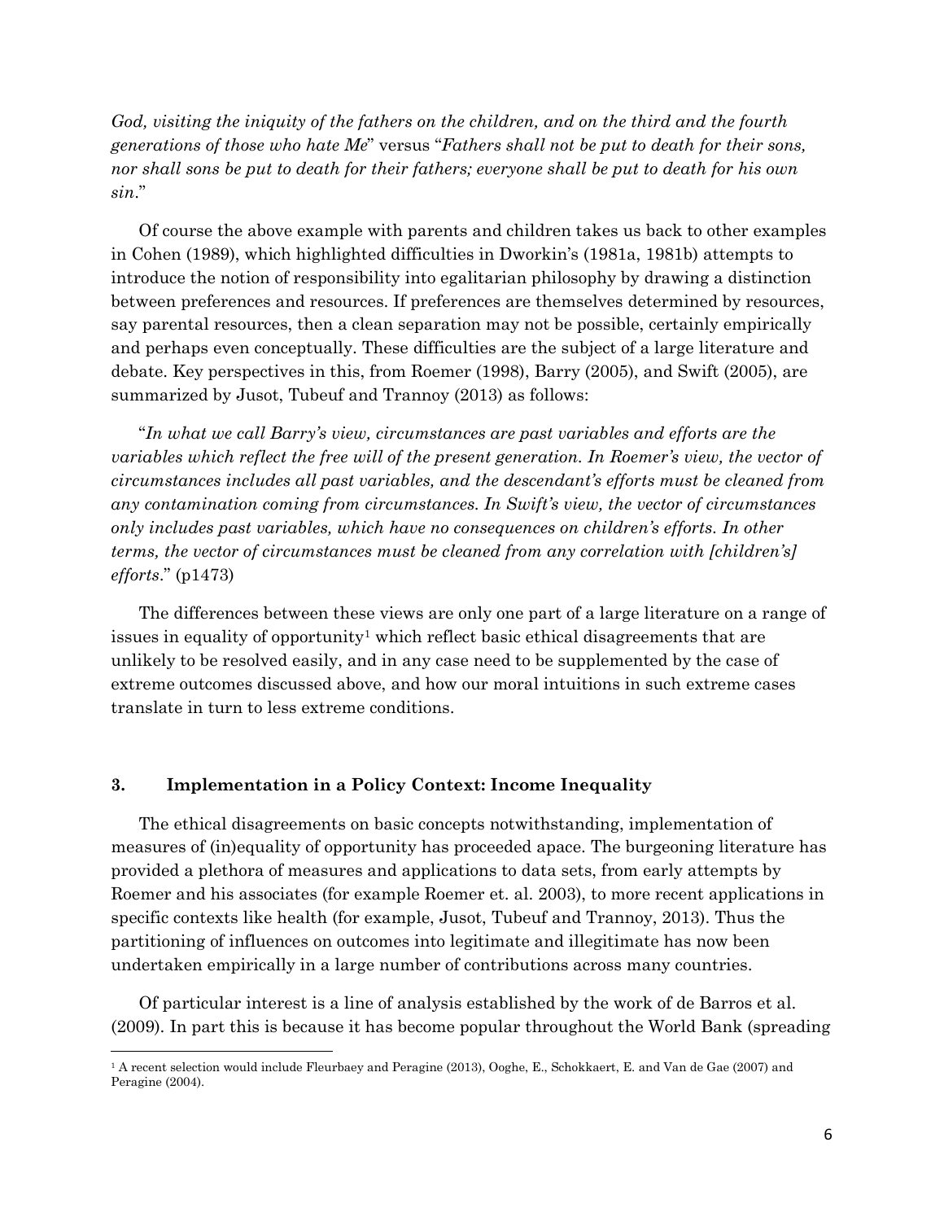*God, visiting the iniquity of the fathers on the children, and on the third and the fourth generations of those who hate Me*" versus "*Fathers shall not be put to death for their sons, nor shall sons be put to death for their fathers; everyone shall be put to death for his own sin*."

Of course the above example with parents and children takes us back to other examples in Cohen (1989), which highlighted difficulties in Dworkin's (1981a, 1981b) attempts to introduce the notion of responsibility into egalitarian philosophy by drawing a distinction between preferences and resources. If preferences are themselves determined by resources, say parental resources, then a clean separation may not be possible, certainly empirically and perhaps even conceptually. These difficulties are the subject of a large literature and debate. Key perspectives in this, from Roemer (1998), Barry (2005), and Swift (2005), are summarized by Jusot, Tubeuf and Trannoy (2013) as follows:

"*In what we call Barry's view, circumstances are past variables and efforts are the variables which reflect the free will of the present generation. In Roemer's view, the vector of circumstances includes all past variables, and the descendant's efforts must be cleaned from any contamination coming from circumstances. In Swift's view, the vector of circumstances only includes past variables, which have no consequences on children's efforts. In other terms, the vector of circumstances must be cleaned from any correlation with [children's] efforts*." (p1473)

The differences between these views are only one part of a large literature on a range of issues in equality of opportunity[1] which reflect basic ethical disagreements that are unlikely to be resolved easily, and in any case need to be supplemented by the case of extreme outcomes discussed above, and how our moral intuitions in such extreme cases translate in turn to less extreme conditions.

## 3. Implementation in a Policy Context: Income Inequality

The ethical disagreements on basic concepts notwithstanding, implementation of measures of (in)equality of opportunity has proceeded apace. The burgeoning literature has provided a plethora of measures and applications to data sets, from early attempts by Roemer and his associates (for example Roemer et. al. 2003), to more recent applications in specific contexts like health (for example, Jusot, Tubeuf and Trannoy, 2013). Thus the partitioning of influences on outcomes into legitimate and illegitimate has now been undertaken empirically in a large number of contributions across many countries.

Of particular interest is a line of analysis established by the work of de Barros et al. (2009). In part this is because it has become popular throughout the World Bank (spreading

[1] A recent selection would include Fleurbaey and Peragine (2013), Ooghe, E., Schokkaert, E. and Van de Gae (2007) and Peragine (2004).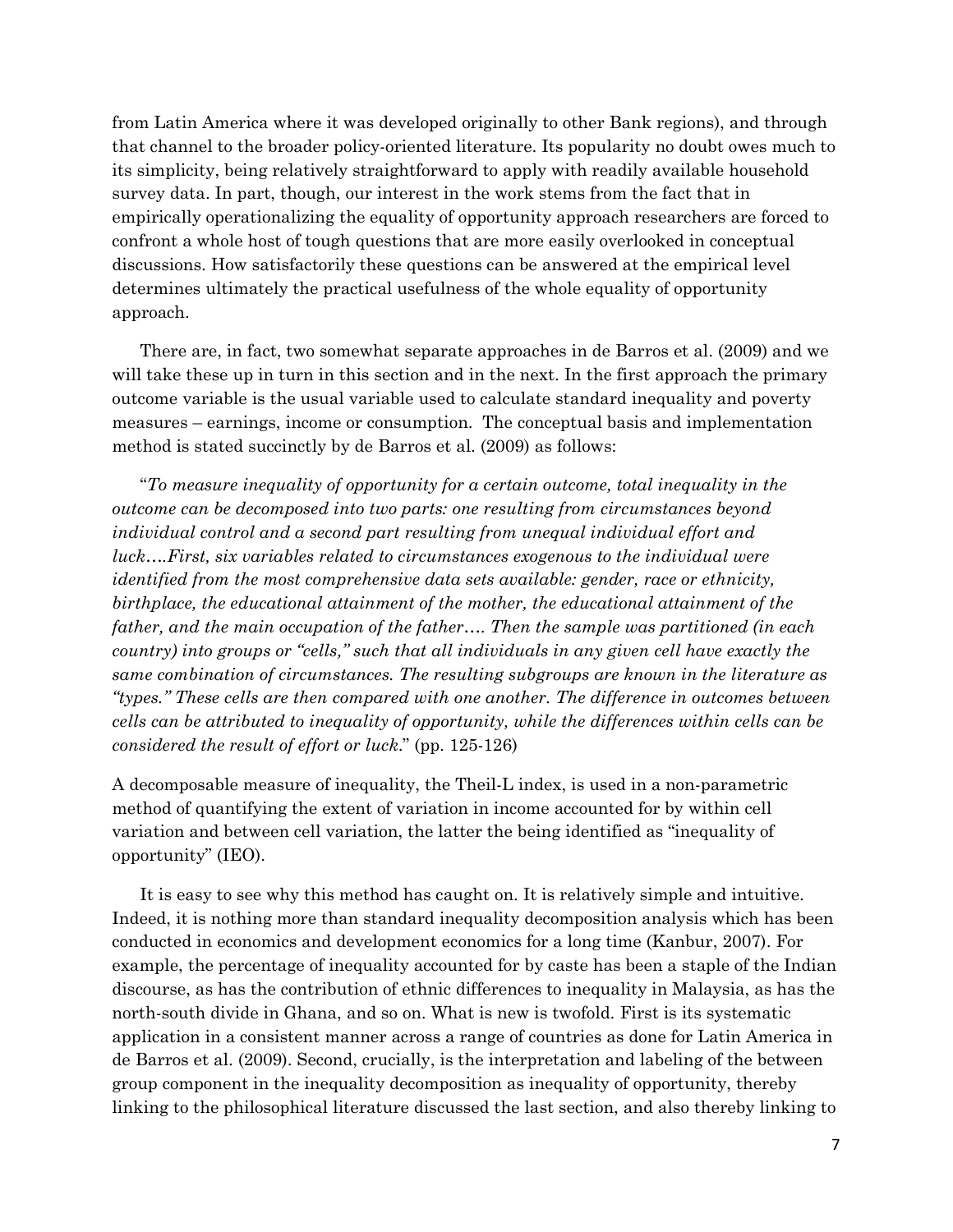from Latin America where it was developed originally to other Bank regions), and through that channel to the broader policy-oriented literature. Its popularity no doubt owes much to its simplicity, being relatively straightforward to apply with readily available household survey data. In part, though, our interest in the work stems from the fact that in empirically operationalizing the equality of opportunity approach researchers are forced to confront a whole host of tough questions that are more easily overlooked in conceptual discussions. How satisfactorily these questions can be answered at the empirical level determines ultimately the practical usefulness of the whole equality of opportunity approach.

There are, in fact, two somewhat separate approaches in de Barros et al. (2009) and we will take these up in turn in this section and in the next. In the first approach the primary outcome variable is the usual variable used to calculate standard inequality and poverty measures – earnings, income or consumption. The conceptual basis and implementation method is stated succinctly by de Barros et al. (2009) as follows:

"*To measure inequality of opportunity for a certain outcome, total inequality in the outcome can be decomposed into two parts: one resulting from circumstances beyond individual control and a second part resulting from unequal individual effort and luck….First, six variables related to circumstances exogenous to the individual were identified from the most comprehensive data sets available: gender, race or ethnicity, birthplace, the educational attainment of the mother, the educational attainment of the father, and the main occupation of the father…. Then the sample was partitioned (in each country) into groups or "cells," such that all individuals in any given cell have exactly the same combination of circumstances. The resulting subgroups are known in the literature as "types." These cells are then compared with one another. The difference in outcomes between cells can be attributed to inequality of opportunity, while the differences within cells can be considered the result of effort or luck*." (pp. 125-126)

A decomposable measure of inequality, the Theil-L index, is used in a non-parametric method of quantifying the extent of variation in income accounted for by within cell variation and between cell variation, the latter the being identified as "inequality of opportunity" (IEO).

It is easy to see why this method has caught on. It is relatively simple and intuitive. Indeed, it is nothing more than standard inequality decomposition analysis which has been conducted in economics and development economics for a long time (Kanbur, 2007). For example, the percentage of inequality accounted for by caste has been a staple of the Indian discourse, as has the contribution of ethnic differences to inequality in Malaysia, as has the north-south divide in Ghana, and so on. What is new is twofold. First is its systematic application in a consistent manner across a range of countries as done for Latin America in de Barros et al. (2009). Second, crucially, is the interpretation and labeling of the between group component in the inequality decomposition as inequality of opportunity, thereby linking to the philosophical literature discussed the last section, and also thereby linking to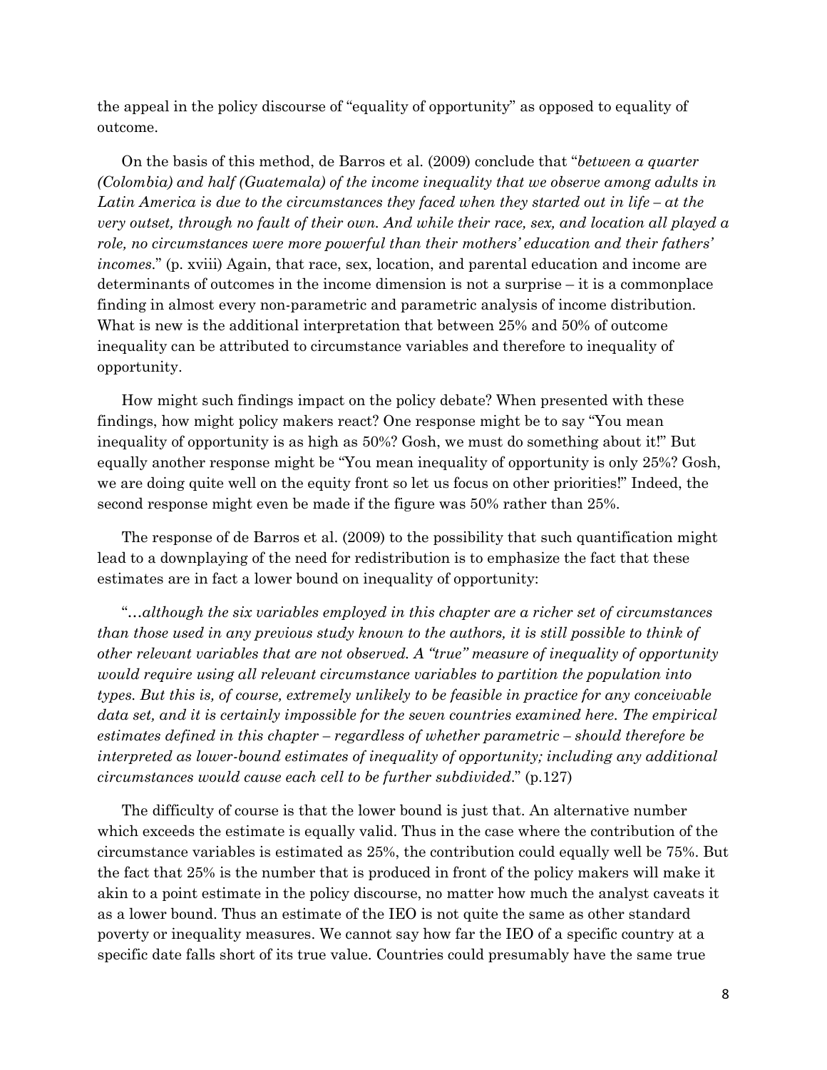the appeal in the policy discourse of "equality of opportunity" as opposed to equality of outcome.

On the basis of this method, de Barros et al. (2009) conclude that "*between a quarter (Colombia) and half (Guatemala) of the income inequality that we observe among adults in Latin America is due to the circumstances they faced when they started out in life – at the very outset, through no fault of their own. And while their race, sex, and location all played a role, no circumstances were more powerful than their mothers' education and their fathers' incomes.*" (p. xviii) Again, that race, sex, location, and parental education and income are determinants of outcomes in the income dimension is not a surprise – it is a commonplace finding in almost every non-parametric and parametric analysis of income distribution. What is new is the additional interpretation that between 25% and 50% of outcome inequality can be attributed to circumstance variables and therefore to inequality of opportunity.

How might such findings impact on the policy debate? When presented with these findings, how might policy makers react? One response might be to say "You mean inequality of opportunity is as high as 50%? Gosh, we must do something about it!" But equally another response might be "You mean inequality of opportunity is only 25%? Gosh, we are doing quite well on the equity front so let us focus on other priorities!" Indeed, the second response might even be made if the figure was 50% rather than 25%.

The response of de Barros et al. (2009) to the possibility that such quantification might lead to a downplaying of the need for redistribution is to emphasize the fact that these estimates are in fact a lower bound on inequality of opportunity:

"*…although the six variables employed in this chapter are a richer set of circumstances than those used in any previous study known to the authors, it is still possible to think of other relevant variables that are not observed. A "true" measure of inequality of opportunity would require using all relevant circumstance variables to partition the population into types. But this is, of course, extremely unlikely to be feasible in practice for any conceivable data set, and it is certainly impossible for the seven countries examined here. The empirical estimates defined in this chapter – regardless of whether parametric – should therefore be interpreted as lower-bound estimates of inequality of opportunity; including any additional circumstances would cause each cell to be further subdivided.*" (p.127)

The difficulty of course is that the lower bound is just that. An alternative number which exceeds the estimate is equally valid. Thus in the case where the contribution of the circumstance variables is estimated as 25%, the contribution could equally well be 75%. But the fact that 25% is the number that is produced in front of the policy makers will make it akin to a point estimate in the policy discourse, no matter how much the analyst caveats it as a lower bound. Thus an estimate of the IEO is not quite the same as other standard poverty or inequality measures. We cannot say how far the IEO of a specific country at a specific date falls short of its true value. Countries could presumably have the same true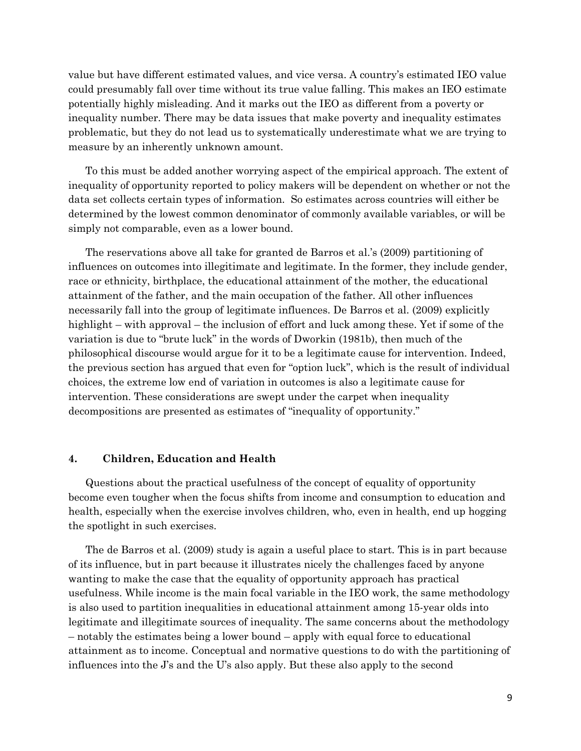value but have different estimated values, and vice versa. A country's estimated IEO value could presumably fall over time without its true value falling. This makes an IEO estimate potentially highly misleading. And it marks out the IEO as different from a poverty or inequality number. There may be data issues that make poverty and inequality estimates problematic, but they do not lead us to systematically underestimate what we are trying to measure by an inherently unknown amount.

To this must be added another worrying aspect of the empirical approach. The extent of inequality of opportunity reported to policy makers will be dependent on whether or not the data set collects certain types of information. So estimates across countries will either be determined by the lowest common denominator of commonly available variables, or will be simply not comparable, even as a lower bound.

The reservations above all take for granted de Barros et al.'s (2009) partitioning of influences on outcomes into illegitimate and legitimate. In the former, they include gender, race or ethnicity, birthplace, the educational attainment of the mother, the educational attainment of the father, and the main occupation of the father. All other influences necessarily fall into the group of legitimate influences. De Barros et al. (2009) explicitly highlight – with approval – the inclusion of effort and luck among these. Yet if some of the variation is due to "brute luck" in the words of Dworkin (1981b), then much of the philosophical discourse would argue for it to be a legitimate cause for intervention. Indeed, the previous section has argued that even for "option luck", which is the result of individual choices, the extreme low end of variation in outcomes is also a legitimate cause for intervention. These considerations are swept under the carpet when inequality decompositions are presented as estimates of "inequality of opportunity."

## 4. Children, Education and Health

Questions about the practical usefulness of the concept of equality of opportunity become even tougher when the focus shifts from income and consumption to education and health, especially when the exercise involves children, who, even in health, end up hogging the spotlight in such exercises.

The de Barros et al. (2009) study is again a useful place to start. This is in part because of its influence, but in part because it illustrates nicely the challenges faced by anyone wanting to make the case that the equality of opportunity approach has practical usefulness. While income is the main focal variable in the IEO work, the same methodology is also used to partition inequalities in educational attainment among 15-year olds into legitimate and illegitimate sources of inequality. The same concerns about the methodology – notably the estimates being a lower bound – apply with equal force to educational attainment as to income. Conceptual and normative questions to do with the partitioning of influences into the J's and the U's also apply. But these also apply to the second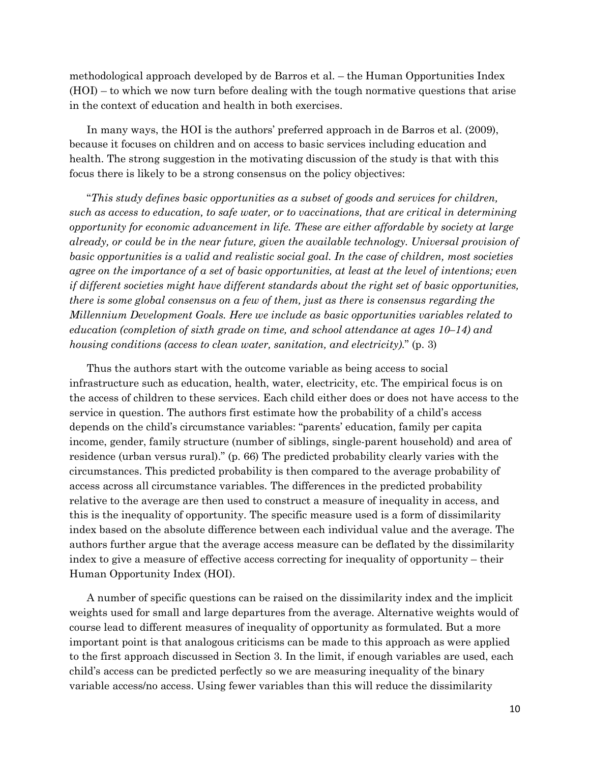methodological approach developed by de Barros et al. – the Human Opportunities Index (HOI) – to which we now turn before dealing with the tough normative questions that arise in the context of education and health in both exercises.

In many ways, the HOI is the authors' preferred approach in de Barros et al. (2009), because it focuses on children and on access to basic services including education and health. The strong suggestion in the motivating discussion of the study is that with this focus there is likely to be a strong consensus on the policy objectives:

"*This study defines basic opportunities as a subset of goods and services for children, such as access to education, to safe water, or to vaccinations, that are critical in determining opportunity for economic advancement in life. These are either affordable by society at large already, or could be in the near future, given the available technology. Universal provision of basic opportunities is a valid and realistic social goal. In the case of children, most societies agree on the importance of a set of basic opportunities, at least at the level of intentions; even if different societies might have different standards about the right set of basic opportunities, there is some global consensus on a few of them, just as there is consensus regarding the Millennium Development Goals. Here we include as basic opportunities variables related to education (completion of sixth grade on time, and school attendance at ages 10–14) and housing conditions (access to clean water, sanitation, and electricity).*" (p. 3)

Thus the authors start with the outcome variable as being access to social infrastructure such as education, health, water, electricity, etc. The empirical focus is on the access of children to these services. Each child either does or does not have access to the service in question. The authors first estimate how the probability of a child's access depends on the child's circumstance variables: "parents' education, family per capita income, gender, family structure (number of siblings, single-parent household) and area of residence (urban versus rural)." (p. 66) The predicted probability clearly varies with the circumstances. This predicted probability is then compared to the average probability of access across all circumstance variables. The differences in the predicted probability relative to the average are then used to construct a measure of inequality in access, and this is the inequality of opportunity. The specific measure used is a form of dissimilarity index based on the absolute difference between each individual value and the average. The authors further argue that the average access measure can be deflated by the dissimilarity index to give a measure of effective access correcting for inequality of opportunity – their Human Opportunity Index (HOI).

A number of specific questions can be raised on the dissimilarity index and the implicit weights used for small and large departures from the average. Alternative weights would of course lead to different measures of inequality of opportunity as formulated. But a more important point is that analogous criticisms can be made to this approach as were applied to the first approach discussed in Section 3. In the limit, if enough variables are used, each child's access can be predicted perfectly so we are measuring inequality of the binary variable access/no access. Using fewer variables than this will reduce the dissimilarity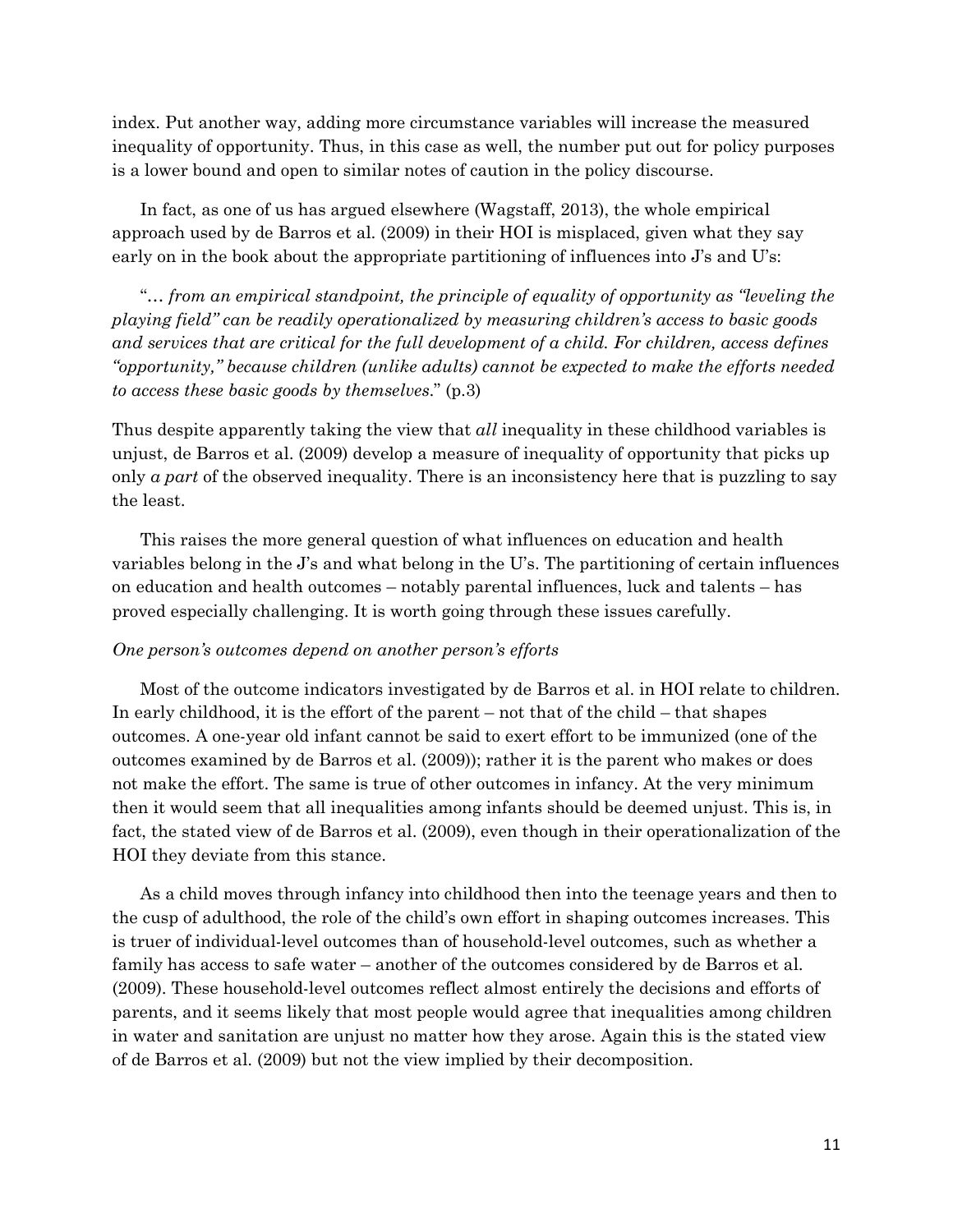index. Put another way, adding more circumstance variables will increase the measured inequality of opportunity. Thus, in this case as well, the number put out for policy purposes is a lower bound and open to similar notes of caution in the policy discourse.

In fact, as one of us has argued elsewhere (Wagstaff, 2013), the whole empirical approach used by de Barros et al. (2009) in their HOI is misplaced, given what they say early on in the book about the appropriate partitioning of influences into J's and U's:

"*… from an empirical standpoint, the principle of equality of opportunity as "leveling the playing field" can be readily operationalized by measuring children's access to basic goods and services that are critical for the full development of a child. For children, access defines "opportunity," because children (unlike adults) cannot be expected to make the efforts needed to access these basic goods by themselves*." (p.3)

Thus despite apparently taking the view that *all* inequality in these childhood variables is unjust, de Barros et al. (2009) develop a measure of inequality of opportunity that picks up only *a part* of the observed inequality. There is an inconsistency here that is puzzling to say the least.

This raises the more general question of what influences on education and health variables belong in the J's and what belong in the U's. The partitioning of certain influences on education and health outcomes – notably parental influences, luck and talents – has proved especially challenging. It is worth going through these issues carefully.

*One person's outcomes depend on another person's efforts*

Most of the outcome indicators investigated by de Barros et al. in HOI relate to children. In early childhood, it is the effort of the parent – not that of the child – that shapes outcomes. A one-year old infant cannot be said to exert effort to be immunized (one of the outcomes examined by de Barros et al. (2009)); rather it is the parent who makes or does not make the effort. The same is true of other outcomes in infancy. At the very minimum then it would seem that all inequalities among infants should be deemed unjust. This is, in fact, the stated view of de Barros et al. (2009), even though in their operationalization of the HOI they deviate from this stance.

As a child moves through infancy into childhood then into the teenage years and then to the cusp of adulthood, the role of the child's own effort in shaping outcomes increases. This is truer of individual-level outcomes than of household-level outcomes, such as whether a family has access to safe water – another of the outcomes considered by de Barros et al. (2009). These household-level outcomes reflect almost entirely the decisions and efforts of parents, and it seems likely that most people would agree that inequalities among children in water and sanitation are unjust no matter how they arose. Again this is the stated view of de Barros et al. (2009) but not the view implied by their decomposition.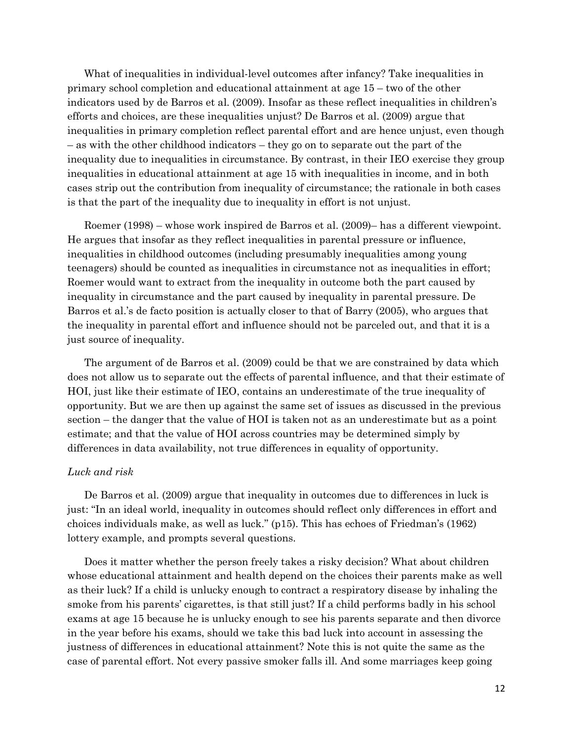What of inequalities in individual-level outcomes after infancy? Take inequalities in primary school completion and educational attainment at age 15 – two of the other indicators used by de Barros et al. (2009). Insofar as these reflect inequalities in children's efforts and choices, are these inequalities unjust? De Barros et al. (2009) argue that inequalities in primary completion reflect parental effort and are hence unjust, even though – as with the other childhood indicators – they go on to separate out the part of the inequality due to inequalities in circumstance. By contrast, in their IEO exercise they group inequalities in educational attainment at age 15 with inequalities in income, and in both cases strip out the contribution from inequality of circumstance; the rationale in both cases is that the part of the inequality due to inequality in effort is not unjust.

Roemer (1998) – whose work inspired de Barros et al. (2009)– has a different viewpoint. He argues that insofar as they reflect inequalities in parental pressure or influence, inequalities in childhood outcomes (including presumably inequalities among young teenagers) should be counted as inequalities in circumstance not as inequalities in effort; Roemer would want to extract from the inequality in outcome both the part caused by inequality in circumstance and the part caused by inequality in parental pressure. De Barros et al.'s de facto position is actually closer to that of Barry (2005), who argues that the inequality in parental effort and influence should not be parceled out, and that it is a just source of inequality.

The argument of de Barros et al. (2009) could be that we are constrained by data which does not allow us to separate out the effects of parental influence, and that their estimate of HOI, just like their estimate of IEO, contains an underestimate of the true inequality of opportunity. But we are then up against the same set of issues as discussed in the previous section – the danger that the value of HOI is taken not as an underestimate but as a point estimate; and that the value of HOI across countries may be determined simply by differences in data availability, not true differences in equality of opportunity.

*Luck and risk*

De Barros et al. (2009) argue that inequality in outcomes due to differences in luck is just: "In an ideal world, inequality in outcomes should reflect only differences in effort and choices individuals make, as well as luck." (p15). This has echoes of Friedman's (1962) lottery example, and prompts several questions.

Does it matter whether the person freely takes a risky decision? What about children whose educational attainment and health depend on the choices their parents make as well as their luck? If a child is unlucky enough to contract a respiratory disease by inhaling the smoke from his parents' cigarettes, is that still just? If a child performs badly in his school exams at age 15 because he is unlucky enough to see his parents separate and then divorce in the year before his exams, should we take this bad luck into account in assessing the justness of differences in educational attainment? Note this is not quite the same as the case of parental effort. Not every passive smoker falls ill. And some marriages keep going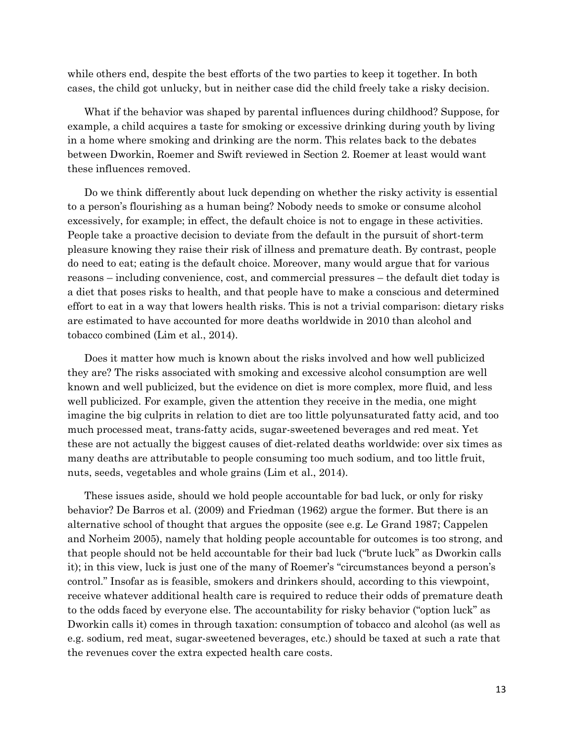while others end, despite the best efforts of the two parties to keep it together. In both cases, the child got unlucky, but in neither case did the child freely take a risky decision.

What if the behavior was shaped by parental influences during childhood? Suppose, for example, a child acquires a taste for smoking or excessive drinking during youth by living in a home where smoking and drinking are the norm. This relates back to the debates between Dworkin, Roemer and Swift reviewed in Section 2. Roemer at least would want these influences removed.

Do we think differently about luck depending on whether the risky activity is essential to a person's flourishing as a human being? Nobody needs to smoke or consume alcohol excessively, for example; in effect, the default choice is not to engage in these activities. People take a proactive decision to deviate from the default in the pursuit of short-term pleasure knowing they raise their risk of illness and premature death. By contrast, people do need to eat; eating is the default choice. Moreover, many would argue that for various reasons – including convenience, cost, and commercial pressures – the default diet today is a diet that poses risks to health, and that people have to make a conscious and determined effort to eat in a way that lowers health risks. This is not a trivial comparison: dietary risks are estimated to have accounted for more deaths worldwide in 2010 than alcohol and tobacco combined (Lim et al., 2014).

Does it matter how much is known about the risks involved and how well publicized they are? The risks associated with smoking and excessive alcohol consumption are well known and well publicized, but the evidence on diet is more complex, more fluid, and less well publicized. For example, given the attention they receive in the media, one might imagine the big culprits in relation to diet are too little polyunsaturated fatty acid, and too much processed meat, trans-fatty acids, sugar-sweetened beverages and red meat. Yet these are not actually the biggest causes of diet-related deaths worldwide: over six times as many deaths are attributable to people consuming too much sodium, and too little fruit, nuts, seeds, vegetables and whole grains (Lim et al., 2014).

These issues aside, should we hold people accountable for bad luck, or only for risky behavior? De Barros et al. (2009) and Friedman (1962) argue the former. But there is an alternative school of thought that argues the opposite (see e.g. Le Grand 1987; Cappelen and Norheim 2005), namely that holding people accountable for outcomes is too strong, and that people should not be held accountable for their bad luck ("brute luck" as Dworkin calls it); in this view, luck is just one of the many of Roemer's "circumstances beyond a person's control." Insofar as is feasible, smokers and drinkers should, according to this viewpoint, receive whatever additional health care is required to reduce their odds of premature death to the odds faced by everyone else. The accountability for risky behavior ("option luck" as Dworkin calls it) comes in through taxation: consumption of tobacco and alcohol (as well as e.g. sodium, red meat, sugar-sweetened beverages, etc.) should be taxed at such a rate that the revenues cover the extra expected health care costs.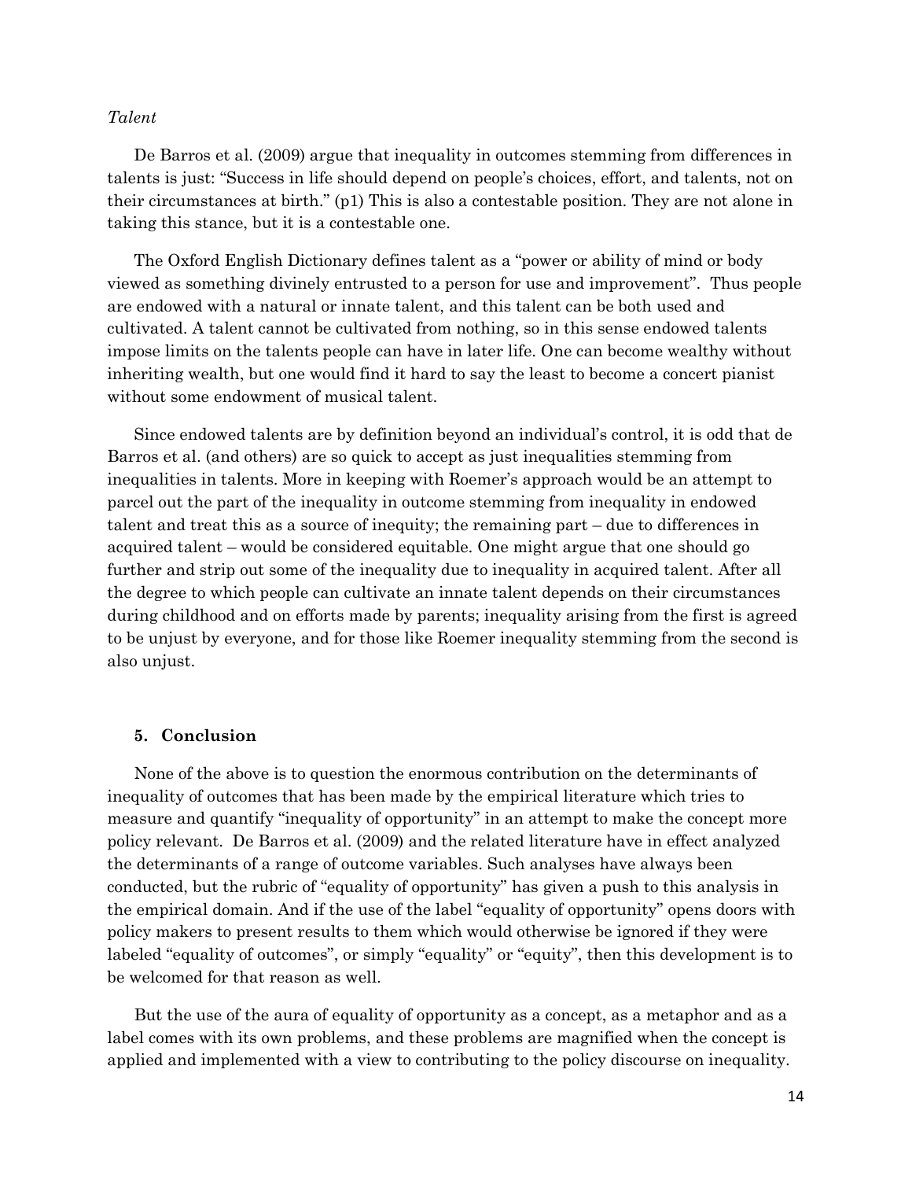*Talent*

De Barros et al. (2009) argue that inequality in outcomes stemming from differences in talents is just: "Success in life should depend on people's choices, effort, and talents, not on their circumstances at birth." (p1) This is also a contestable position. They are not alone in taking this stance, but it is a contestable one.

The Oxford English Dictionary defines talent as a "power or ability of mind or body viewed as something divinely entrusted to a person for use and improvement". Thus people are endowed with a natural or innate talent, and this talent can be both used and cultivated. A talent cannot be cultivated from nothing, so in this sense endowed talents impose limits on the talents people can have in later life. One can become wealthy without inheriting wealth, but one would find it hard to say the least to become a concert pianist without some endowment of musical talent.

Since endowed talents are by definition beyond an individual's control, it is odd that de Barros et al. (and others) are so quick to accept as just inequalities stemming from inequalities in talents. More in keeping with Roemer's approach would be an attempt to parcel out the part of the inequality in outcome stemming from inequality in endowed talent and treat this as a source of inequity; the remaining part – due to differences in acquired talent – would be considered equitable. One might argue that one should go further and strip out some of the inequality due to inequality in acquired talent. After all the degree to which people can cultivate an innate talent depends on their circumstances during childhood and on efforts made by parents; inequality arising from the first is agreed to be unjust by everyone, and for those like Roemer inequality stemming from the second is also unjust.

## 5. Conclusion

None of the above is to question the enormous contribution on the determinants of inequality of outcomes that has been made by the empirical literature which tries to measure and quantify "inequality of opportunity" in an attempt to make the concept more policy relevant. De Barros et al. (2009) and the related literature have in effect analyzed the determinants of a range of outcome variables. Such analyses have always been conducted, but the rubric of "equality of opportunity" has given a push to this analysis in the empirical domain. And if the use of the label "equality of opportunity" opens doors with policy makers to present results to them which would otherwise be ignored if they were labeled "equality of outcomes", or simply "equality" or "equity", then this development is to be welcomed for that reason as well.

But the use of the aura of equality of opportunity as a concept, as a metaphor and as a label comes with its own problems, and these problems are magnified when the concept is applied and implemented with a view to contributing to the policy discourse on inequality.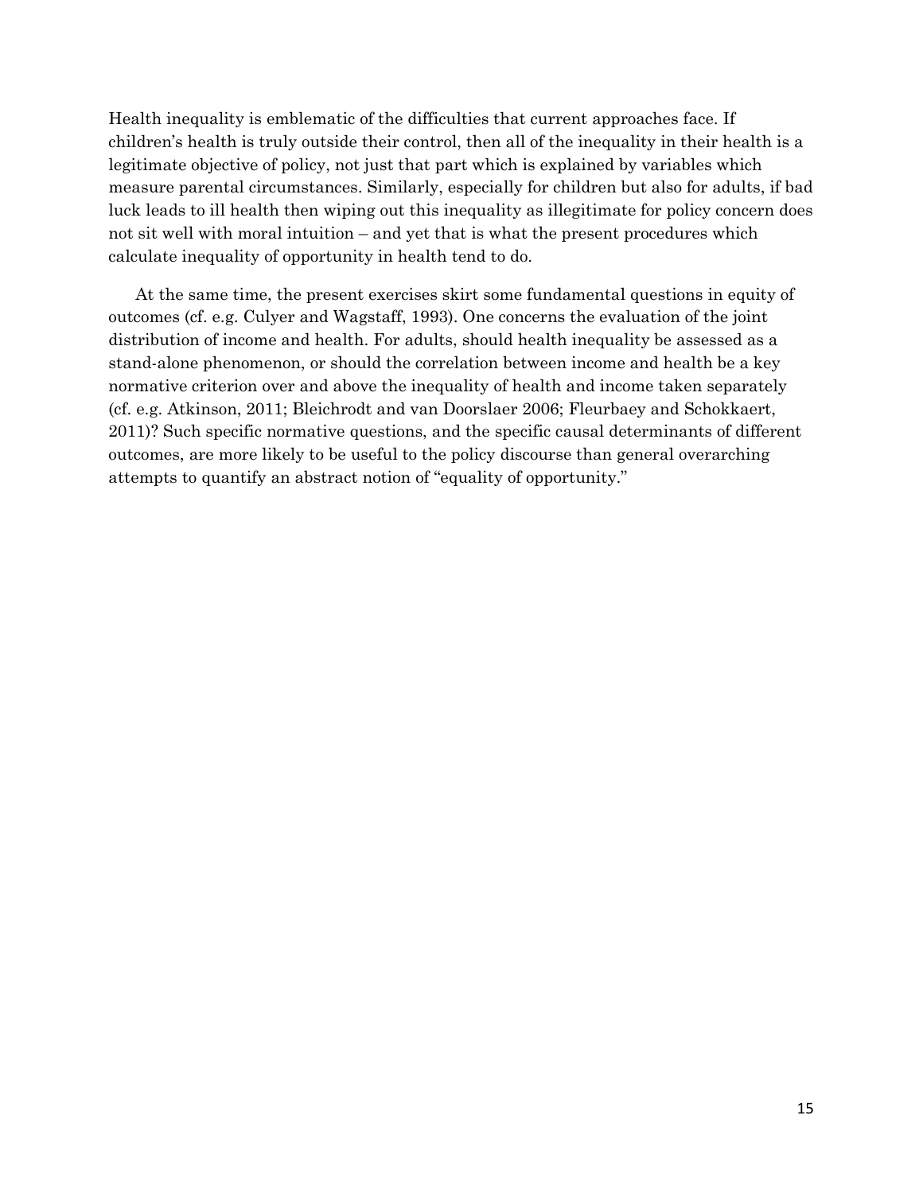Health inequality is emblematic of the difficulties that current approaches face. If children's health is truly outside their control, then all of the inequality in their health is a legitimate objective of policy, not just that part which is explained by variables which measure parental circumstances. Similarly, especially for children but also for adults, if bad luck leads to ill health then wiping out this inequality as illegitimate for policy concern does not sit well with moral intuition – and yet that is what the present procedures which calculate inequality of opportunity in health tend to do.

At the same time, the present exercises skirt some fundamental questions in equity of outcomes (cf. e.g. Culyer and Wagstaff, 1993). One concerns the evaluation of the joint distribution of income and health. For adults, should health inequality be assessed as a stand-alone phenomenon, or should the correlation between income and health be a key normative criterion over and above the inequality of health and income taken separately (cf. e.g. Atkinson, 2011; Bleichrodt and van Doorslaer 2006; Fleurbaey and Schokkaert, 2011)? Such specific normative questions, and the specific causal determinants of different outcomes, are more likely to be useful to the policy discourse than general overarching attempts to quantify an abstract notion of "equality of opportunity."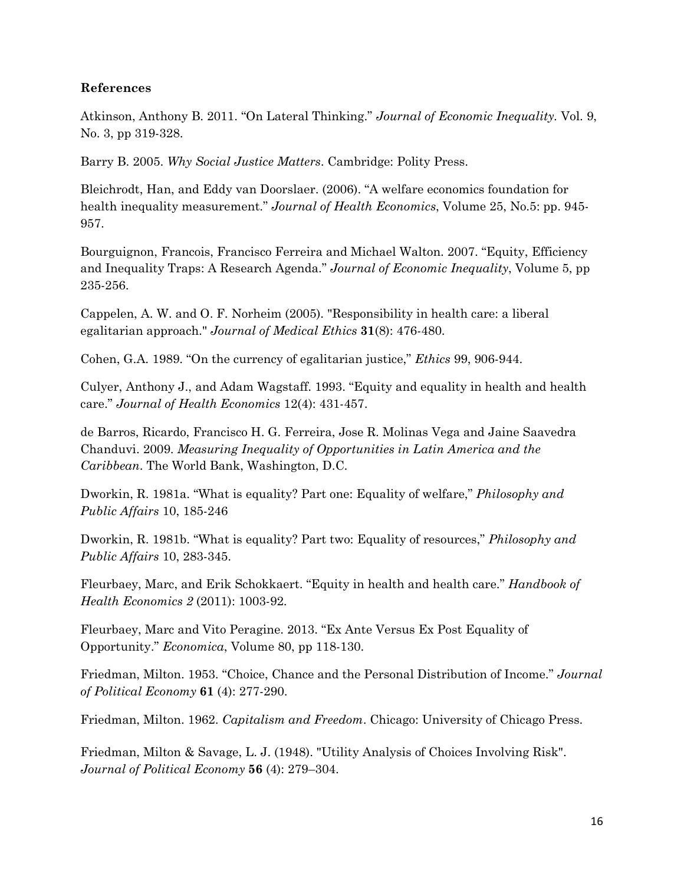**References**

Atkinson, Anthony B. 2011. "On Lateral Thinking." *Journal of Economic Inequality*. Vol. 9, No. 3, pp 319-328.

Barry B. 2005. *Why Social Justice Matters*. Cambridge: Polity Press.

Bleichrodt, Han, and Eddy van Doorslaer. (2006). "A welfare economics foundation for health inequality measurement." *Journal of Health Economics*, Volume 25, No.5: pp. 945-957.

Bourguignon, Francois, Francisco Ferreira and Michael Walton. 2007. "Equity, Efficiency and Inequality Traps: A Research Agenda." *Journal of Economic Inequality*, Volume 5, pp 235-256.

Cappelen, A. W. and O. F. Norheim (2005). "Responsibility in health care: a liberal egalitarian approach." *Journal of Medical Ethics* **31**(8): 476-480.

Cohen, G.A. 1989. "On the currency of egalitarian justice," *Ethics* 99, 906-944.

Culyer, Anthony J., and Adam Wagstaff. 1993. "Equity and equality in health and health care." *Journal of Health Economics* 12(4): 431-457.

de Barros, Ricardo, Francisco H. G. Ferreira, Jose R. Molinas Vega and Jaine Saavedra Chanduvi. 2009. *Measuring Inequality of Opportunities in Latin America and the Caribbean*. The World Bank, Washington, D.C.

Dworkin, R. 1981a. "What is equality? Part one: Equality of welfare," *Philosophy and Public Affairs* 10, 185-246

Dworkin, R. 1981b. "What is equality? Part two: Equality of resources," *Philosophy and Public Affairs* 10, 283-345.

Fleurbaey, Marc, and Erik Schokkaert. "Equity in health and health care." *Handbook of Health Economics 2* (2011): 1003-92.

Fleurbaey, Marc and Vito Peragine. 2013. "Ex Ante Versus Ex Post Equality of Opportunity." *Economica*, Volume 80, pp 118-130.

Friedman, Milton. 1953. "Choice, Chance and the Personal Distribution of Income." *Journal of Political Economy* **61** (4): 277-290.

Friedman, Milton. 1962. *Capitalism and Freedom*. Chicago: University of Chicago Press.

Friedman, Milton & Savage, L. J. (1948). "Utility Analysis of Choices Involving Risk". *Journal of Political Economy* **56** (4): 279–304.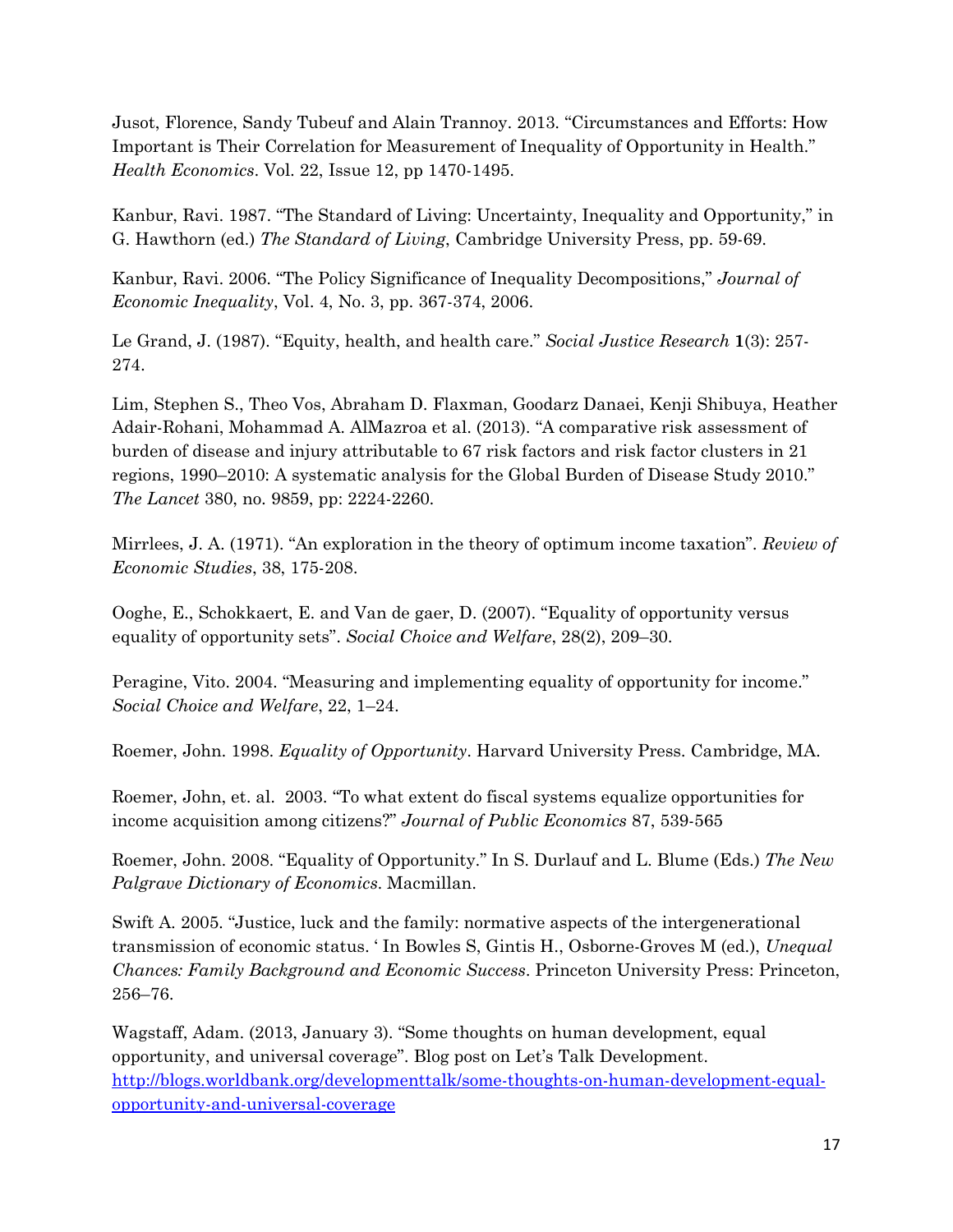Jusot, Florence, Sandy Tubeuf and Alain Trannoy. 2013. "Circumstances and Efforts: How Important is Their Correlation for Measurement of Inequality of Opportunity in Health." *Health Economics*. Vol. 22, Issue 12, pp 1470-1495.

Kanbur, Ravi. 1987. "The Standard of Living: Uncertainty, Inequality and Opportunity," in G. Hawthorn (ed.) *The Standard of Living*, Cambridge University Press, pp. 59-69.

Kanbur, Ravi. 2006. "The Policy Significance of Inequality Decompositions," *Journal of Economic Inequality*, Vol. 4, No. 3, pp. 367-374, 2006.

Le Grand, J. (1987). "Equity, health, and health care." *Social Justice Research* **1**(3): 257-274.

Lim, Stephen S., Theo Vos, Abraham D. Flaxman, Goodarz Danaei, Kenji Shibuya, Heather Adair-Rohani, Mohammad A. AlMazroa et al. (2013). "A comparative risk assessment of burden of disease and injury attributable to 67 risk factors and risk factor clusters in 21 regions, 1990–2010: A systematic analysis for the Global Burden of Disease Study 2010." *The Lancet* 380, no. 9859, pp: 2224-2260.

Mirrlees, J. A. (1971). "An exploration in the theory of optimum income taxation". *Review of Economic Studies*, 38, 175-208.

Ooghe, E., Schokkaert, E. and Van de gaer, D. (2007). "Equality of opportunity versus equality of opportunity sets". *Social Choice and Welfare*, 28(2), 209–30.

Peragine, Vito. 2004. "Measuring and implementing equality of opportunity for income." *Social Choice and Welfare*, 22, 1–24.

Roemer, John. 1998. *Equality of Opportunity*. Harvard University Press. Cambridge, MA.

Roemer, John, et. al. 2003. "To what extent do fiscal systems equalize opportunities for income acquisition among citizens?" *Journal of Public Economics* 87, 539-565

Roemer, John. 2008. "Equality of Opportunity." In S. Durlauf and L. Blume (Eds.) *The New Palgrave Dictionary of Economics*. Macmillan.

Swift A. 2005. "Justice, luck and the family: normative aspects of the intergenerational transmission of economic status. ' In Bowles S, Gintis H., Osborne-Groves M (ed.), *Unequal Chances: Family Background and Economic Success*. Princeton University Press: Princeton, 256–76.

Wagstaff, Adam. (2013, January 3). "Some thoughts on human development, equal opportunity, and universal coverage". Blog post on Let's Talk Development. [http://blogs.worldbank.org/developmenttalk/some-thoughts-on-human-development-equal-opportunity-and-universal-coverage](http://blogs.worldbank.org/developmenttalk/some-thoughts-on-human-development-equal-opportunity-and-universal-coverage)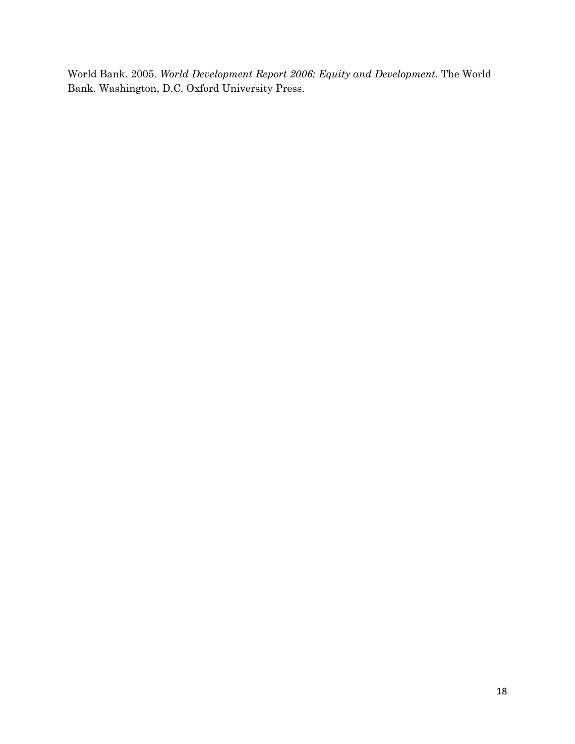World Bank. 2005. *World Development Report 2006: Equity and Development*. The World Bank, Washington, D.C. Oxford University Press.